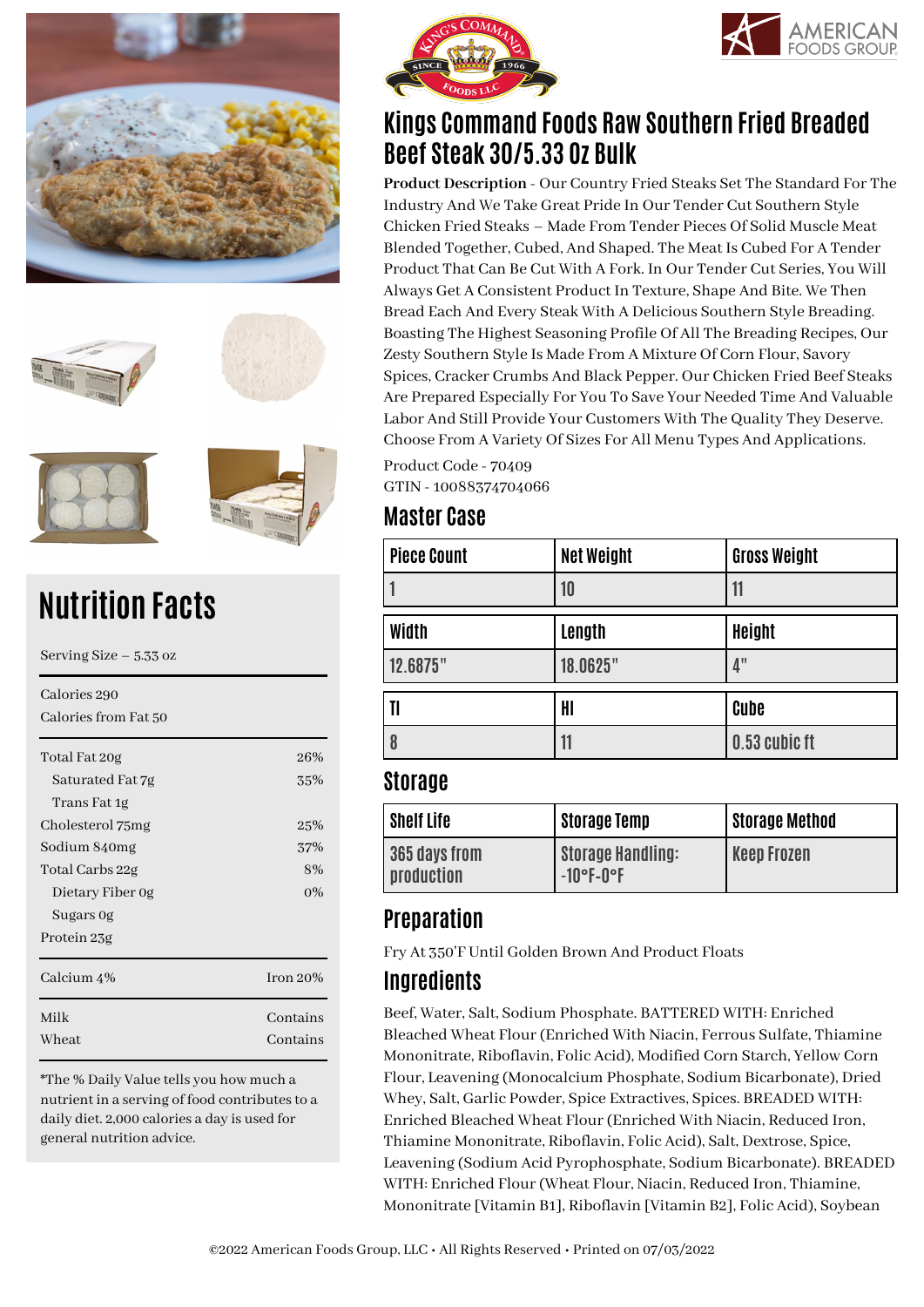# Kings Command Foods Raw Southern Fried Breaded Beef Steak 30/5.33 Oz Bulk

**Product Description** - Our Country Fried Steaks Set The Standard For The Industry And We Take Great Pride In Our Tender Cut Southern Style Chicken Fried Steaks – Made From Tender Pieces Of Solid Muscle Meat Blended Together, Cubed, And Shaped. The Meat Is Cubed For A Tender Product That Can Be Cut With A Fork. In Our Tender Cut Series, You Will Always Get A Consistent Product In Texture, Shape And Bite. We Then Bread Each And Every Steak With A Delicious Southern Style Breading. Boasting The Highest Seasoning Profile Of All The Breading Recipes, Our Zesty Southern Style Is Made From A Mixture Of Corn Flour, Savory Spices, Cracker Crumbs And Black Pepper. Our Chicken Fried Beef Steaks Are Prepared Especially For You To Save Your Needed Time And Valuable Labor And Still Provide Your Customers With The Quality They Deserve. Choose From A Variety Of Sizes For All Menu Types And Applications.

Product Code - 70409
GTIN - 10088374704066

## Master Case

| Piece Count | Net Weight | Gross Weight |
|---|---|---|
| 1 | 10 | 11 |

| Width | Length | Height |
|---|---|---|
| 12.6875" | 18.0625" | 4" |

| Tl | Hl | Cube |
|---|---|---|
| 8 | 11 | 0.53 cubic ft |

## Storage

| Shelf Life | Storage Temp | Storage Method |
|---|---|---|
| 365 days from production | Storage Handling: -10°F-0°F | Keep Frozen |

## Preparation

Fry At 350'F Until Golden Brown And Product Floats

## Ingredients

Beef, Water, Salt, Sodium Phosphate. BATTERED WITH: Enriched Bleached Wheat Flour (Enriched With Niacin, Ferrous Sulfate, Thiamine Mononitrate, Riboflavin, Folic Acid), Modified Corn Starch, Yellow Corn Flour, Leavening (Monocalcium Phosphate, Sodium Bicarbonate), Dried Whey, Salt, Garlic Powder, Spice Extractives, Spices. BREADED WITH: Enriched Bleached Wheat Flour (Enriched With Niacin, Reduced Iron, Thiamine Mononitrate, Riboflavin, Folic Acid), Salt, Dextrose, Spice, Leavening (Sodium Acid Pyrophosphate, Sodium Bicarbonate). BREADED WITH: Enriched Flour (Wheat Flour, Niacin, Reduced Iron, Thiamine, Mononitrate [Vitamin B1], Riboflavin [Vitamin B2], Folic Acid), Soybean

# Nutrition Facts

Serving Size – 5.33 oz

Calories 290
Calories from Fat 50

| Nutrient | % |
|---|---|
| Total Fat 20g | 26% |
| Saturated Fat 7g | 35% |
| Trans Fat 1g | |
| Cholesterol 75mg | 25% |
| Sodium 840mg | 37% |
| Total Carbs 22g | 8% |
| Dietary Fiber 0g | 0% |
| Sugars 0g | |
| Protein 23g | |
| Calcium 4% | Iron 20% |
| Milk | Contains |
| Wheat | Contains |

*The % Daily Value tells you how much a nutrient in a serving of food contributes to a daily diet. 2,000 calories a day is used for general nutrition advice.

©2022 American Foods Group, LLC • All Rights Reserved • Printed on 07/03/2022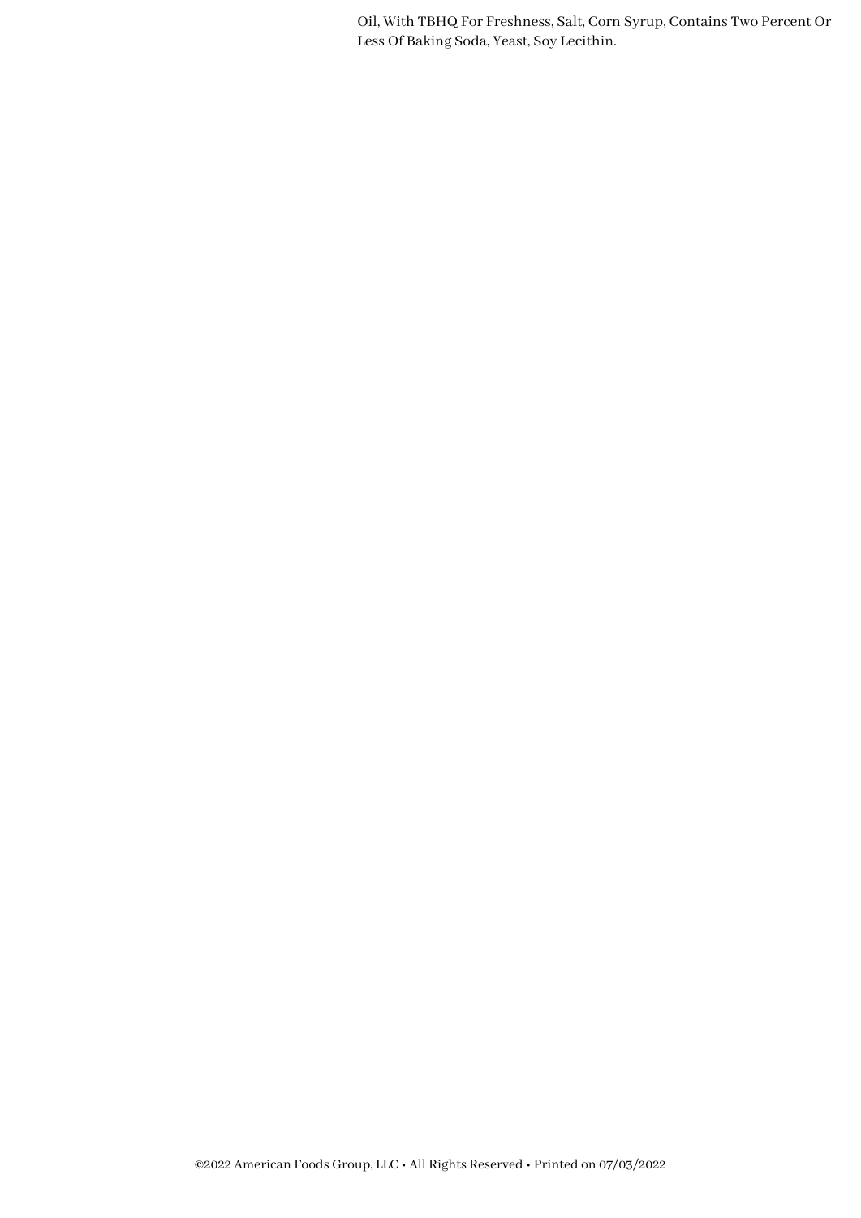Oil, With TBHQ For Freshness, Salt, Corn Syrup, Contains Two Percent Or Less Of Baking Soda, Yeast, Soy Lecithin.

©2022 American Foods Group, LLC • All Rights Reserved • Printed on 07/03/2022